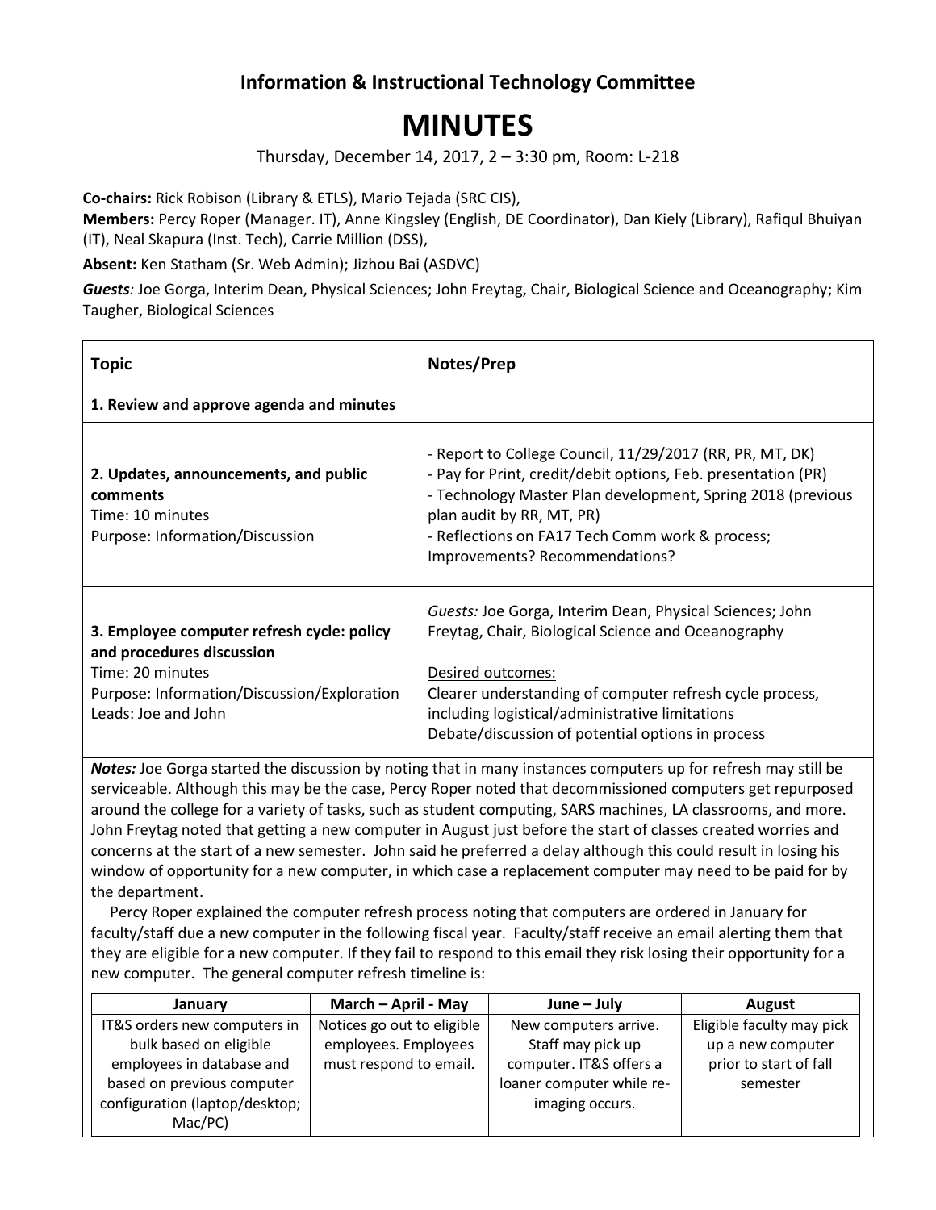# Information & Instructional Technology Committee

# MINUTES

Thursday, December 14, 2017, 2 – 3:30 pm, Room: L-218

**Co-chairs:** Rick Robison (Library & ETLS), Mario Tejada (SRC CIS),

**Members:** Percy Roper (Manager. IT), Anne Kingsley (English, DE Coordinator), Dan Kiely (Library), Rafiqul Bhuiyan (IT), Neal Skapura (Inst. Tech), Carrie Million (DSS),

**Absent:** Ken Statham (Sr. Web Admin); Jizhou Bai (ASDVC)

***Guests****:* Joe Gorga, Interim Dean, Physical Sciences; John Freytag, Chair, Biological Science and Oceanography; Kim Taugher, Biological Sciences

| Topic | Notes/Prep |
|---|---|
| **1. Review and approve agenda and minutes** | |
| **2. Updates, announcements, and public comments**<br>Time: 10 minutes<br>Purpose: Information/Discussion | - Report to College Council, 11/29/2017 (RR, PR, MT, DK)<br>- Pay for Print, credit/debit options, Feb. presentation (PR)<br>- Technology Master Plan development, Spring 2018 (previous plan audit by RR, MT, PR)<br>- Reflections on FA17 Tech Comm work & process; Improvements? Recommendations? |
| **3. Employee computer refresh cycle: policy and procedures discussion**<br>Time: 20 minutes<br>Purpose: Information/Discussion/Exploration<br>Leads: Joe and John | *Guests:* Joe Gorga, Interim Dean, Physical Sciences; John Freytag, Chair, Biological Science and Oceanography<br><br>Desired outcomes:<br>Clearer understanding of computer refresh cycle process, including logistical/administrative limitations<br>Debate/discussion of potential options in process |

***Notes:*** Joe Gorga started the discussion by noting that in many instances computers up for refresh may still be serviceable. Although this may be the case, Percy Roper noted that decommissioned computers get repurposed around the college for a variety of tasks, such as student computing, SARS machines, LA classrooms, and more. John Freytag noted that getting a new computer in August just before the start of classes created worries and concerns at the start of a new semester. John said he preferred a delay although this could result in losing his window of opportunity for a new computer, in which case a replacement computer may need to be paid for by the department.

Percy Roper explained the computer refresh process noting that computers are ordered in January for faculty/staff due a new computer in the following fiscal year. Faculty/staff receive an email alerting them that they are eligible for a new computer. If they fail to respond to this email they risk losing their opportunity for a new computer. The general computer refresh timeline is:

| January | March – April - May | June – July | August |
|---|---|---|---|
| IT&S orders new computers in bulk based on eligible employees in database and based on previous computer configuration (laptop/desktop; Mac/PC) | Notices go out to eligible employees. Employees must respond to email. | New computers arrive. Staff may pick up computer. IT&S offers a loaner computer while re-imaging occurs. | Eligible faculty may pick up a new computer prior to start of fall semester |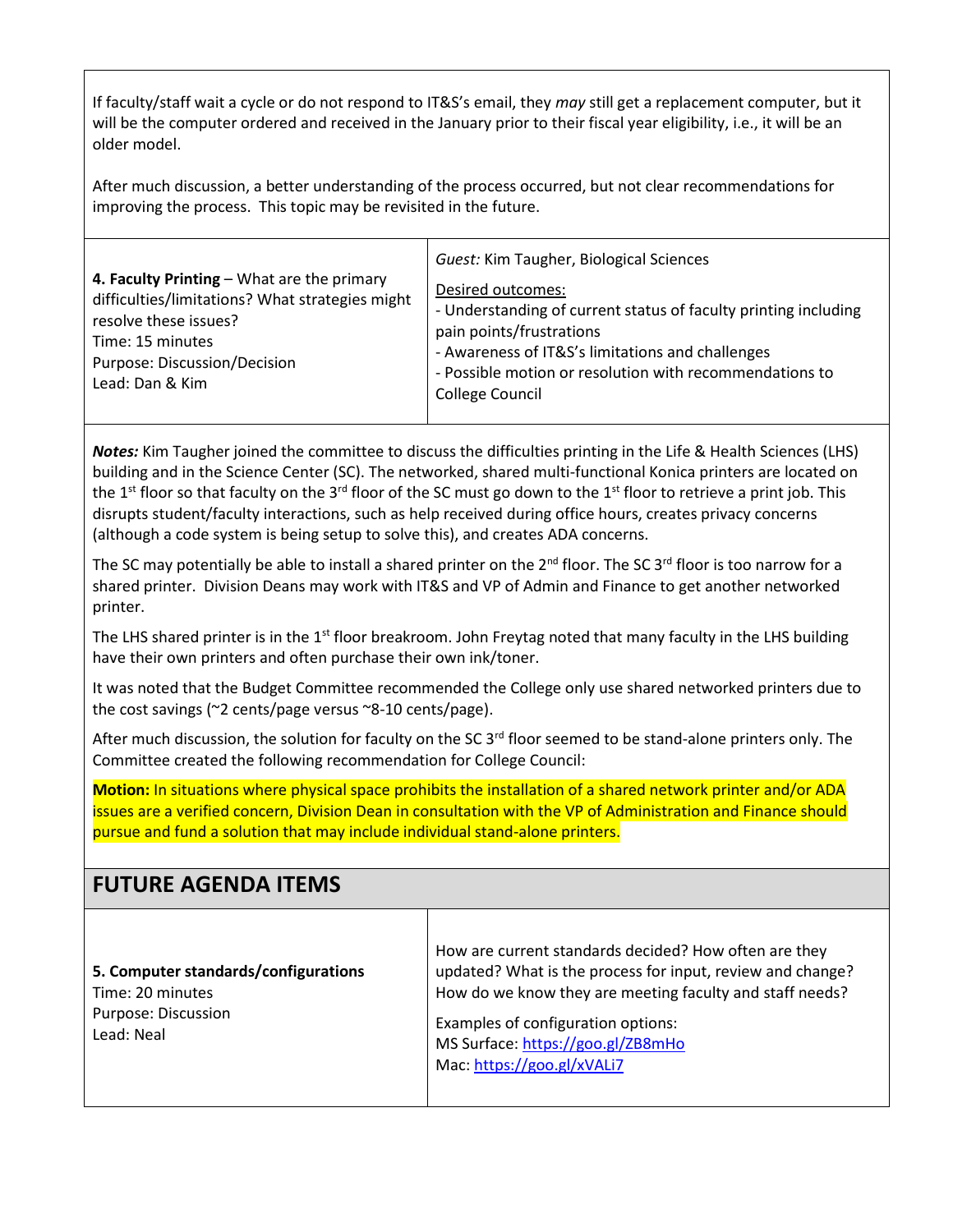If faculty/staff wait a cycle or do not respond to IT&S's email, they *may* still get a replacement computer, but it will be the computer ordered and received in the January prior to their fiscal year eligibility, i.e., it will be an older model.

After much discussion, a better understanding of the process occurred, but not clear recommendations for improving the process. This topic may be revisited in the future.

| **4. Faculty Printing** – What are the primary difficulties/limitations? What strategies might resolve these issues?<br>Time: 15 minutes<br>Purpose: Discussion/Decision<br>Lead: Dan & Kim | *Guest:* Kim Taugher, Biological Sciences<br><br><u>Desired outcomes:</u><br>- Understanding of current status of faculty printing including pain points/frustrations<br>- Awareness of IT&S's limitations and challenges<br>- Possible motion or resolution with recommendations to College Council |
|---|---|

***Notes:*** Kim Taugher joined the committee to discuss the difficulties printing in the Life & Health Sciences (LHS) building and in the Science Center (SC). The networked, shared multi-functional Konica printers are located on the 1st floor so that faculty on the 3rd floor of the SC must go down to the 1st floor to retrieve a print job. This disrupts student/faculty interactions, such as help received during office hours, creates privacy concerns (although a code system is being setup to solve this), and creates ADA concerns.

The SC may potentially be able to install a shared printer on the 2nd floor. The SC 3rd floor is too narrow for a shared printer. Division Deans may work with IT&S and VP of Admin and Finance to get another networked printer.

The LHS shared printer is in the 1st floor breakroom. John Freytag noted that many faculty in the LHS building have their own printers and often purchase their own ink/toner.

It was noted that the Budget Committee recommended the College only use shared networked printers due to the cost savings (~2 cents/page versus ~8-10 cents/page).

After much discussion, the solution for faculty on the SC 3rd floor seemed to be stand-alone printers only. The Committee created the following recommendation for College Council:

**Motion:** In situations where physical space prohibits the installation of a shared network printer and/or ADA issues are a verified concern, Division Dean in consultation with the VP of Administration and Finance should pursue and fund a solution that may include individual stand-alone printers.

## FUTURE AGENDA ITEMS

| **5. Computer standards/configurations**<br>Time: 20 minutes<br>Purpose: Discussion<br>Lead: Neal | How are current standards decided? How often are they updated? What is the process for input, review and change? How do we know they are meeting faculty and staff needs?<br><br>Examples of configuration options:<br>MS Surface: https://goo.gl/ZB8mHo<br>Mac: https://goo.gl/xVALi7 |
|---|---|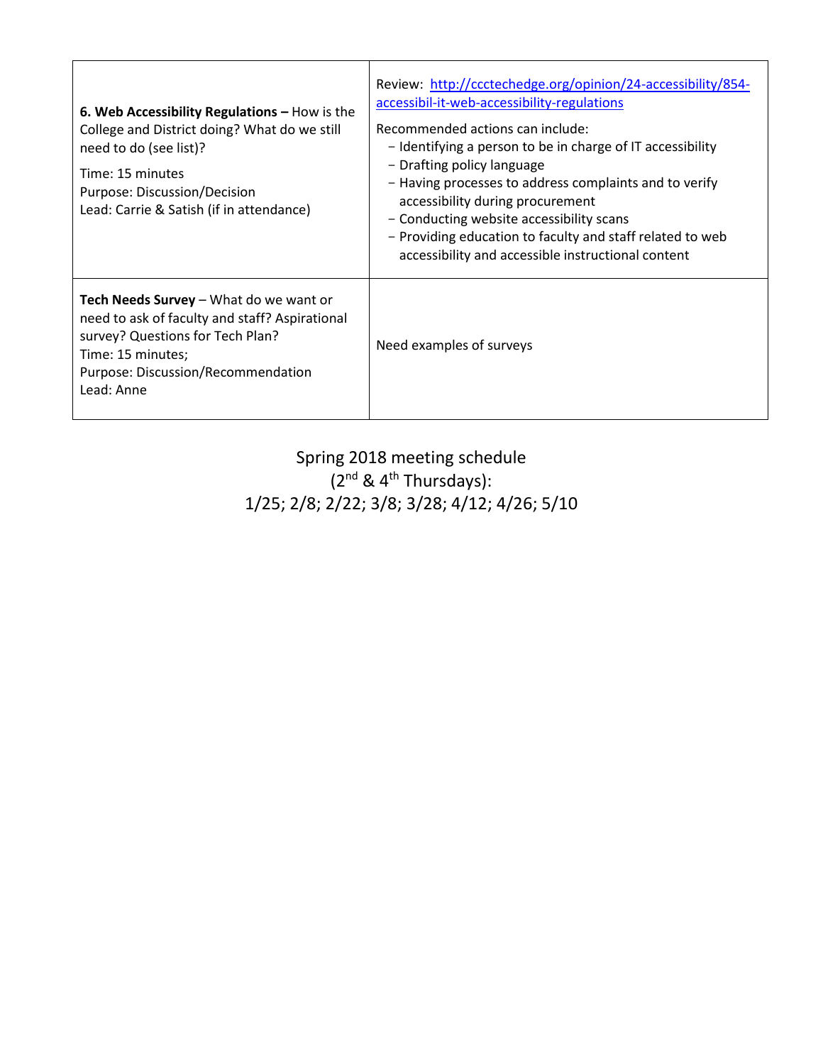| | |
|---|---|
| **6. Web Accessibility Regulations –** How is the College and District doing? What do we still need to do (see list)?<br>Time: 15 minutes<br>Purpose: Discussion/Decision<br>Lead: Carrie & Satish (if in attendance) | Review: [http://ccctechedge.org/opinion/24-accessibility/854-accessibil-it-web-accessibility-regulations](http://ccctechedge.org/opinion/24-accessibility/854-accessibil-it-web-accessibility-regulations)<br>Recommended actions can include:<br>− Identifying a person to be in charge of IT accessibility<br>− Drafting policy language<br>− Having processes to address complaints and to verify accessibility during procurement<br>− Conducting website accessibility scans<br>− Providing education to faculty and staff related to web accessibility and accessible instructional content |
| **Tech Needs Survey** – What do we want or need to ask of faculty and staff? Aspirational survey? Questions for Tech Plan?<br>Time: 15 minutes;<br>Purpose: Discussion/Recommendation<br>Lead: Anne | Need examples of surveys |

Spring 2018 meeting schedule
(2nd & 4th Thursdays):
1/25; 2/8; 2/22; 3/8; 3/28; 4/12; 4/26; 5/10